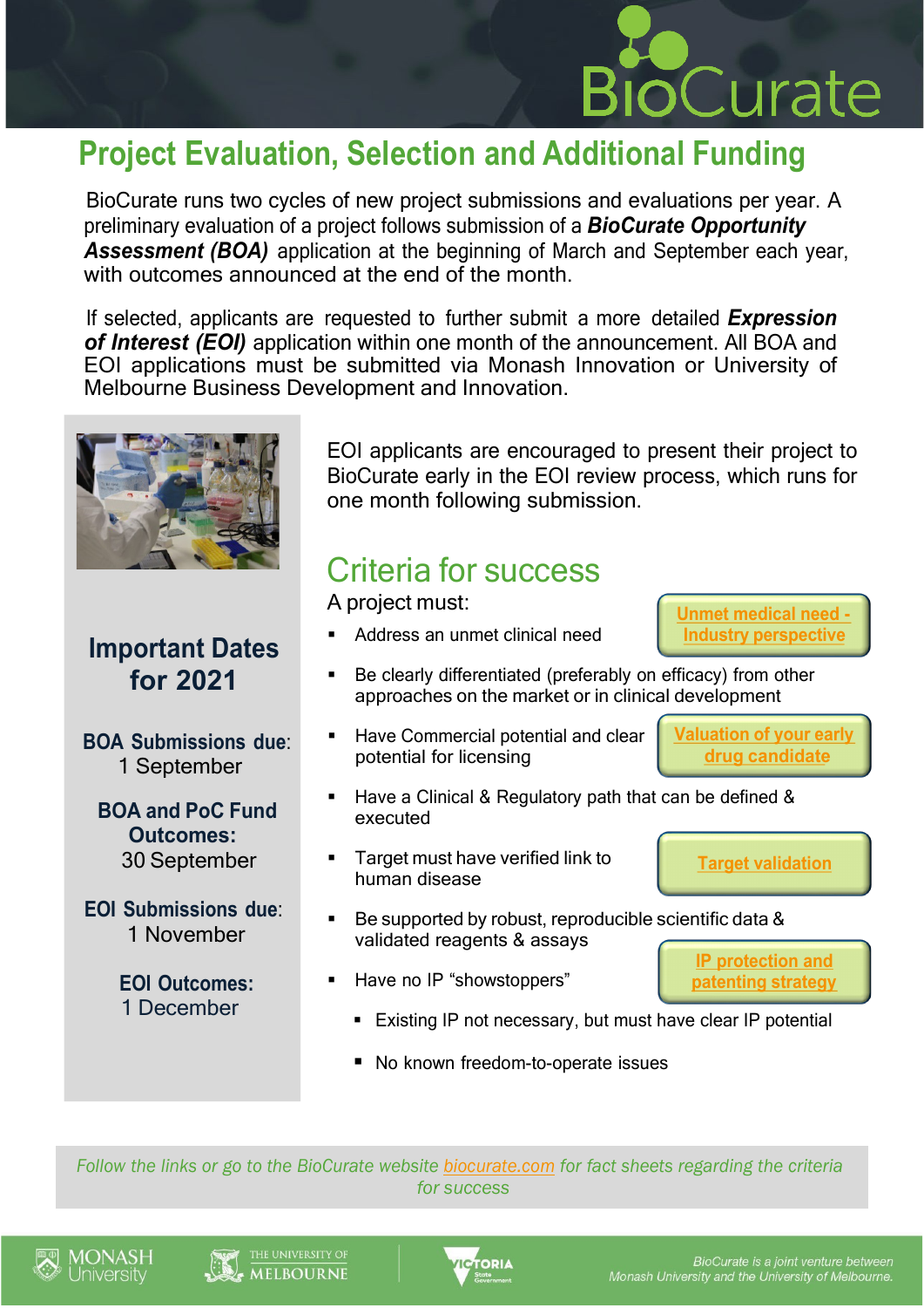# Project Evaluation, Selection and Additional Funding

BioCurate runs two cycles of new project submissions and evaluations per year. A preliminary evaluation of a project follows submission of a ***BioCurate Opportunity Assessment (BOA)*** application at the beginning of March and September each year, with outcomes announced at the end of the month.

If selected, applicants are requested to further submit a more detailed ***Expression of Interest (EOI)*** application within one month of the announcement. All BOA and EOI applications must be submitted via Monash Innovation or University of Melbourne Business Development and Innovation.

## Important Dates for 2021

**BOA Submissions due:**
1 September

**BOA and PoC Fund Outcomes:**
30 September

**EOI Submissions due:**
1 November

**EOI Outcomes:**
1 December

EOI applicants are encouraged to present their project to BioCurate early in the EOI review process, which runs for one month following submission.

## Criteria for success

A project must:

- Address an unmet clinical need
- Be clearly differentiated (preferably on efficacy) from other approaches on the market or in clinical development
- Have Commercial potential and clear potential for licensing
- Have a Clinical & Regulatory path that can be defined & executed
- Target must have verified link to human disease
- Be supported by robust, reproducible scientific data & validated reagents & assays
- Have no IP "showstoppers"
  - Existing IP not necessary, but must have clear IP potential
  - No known freedom-to-operate issues

Unmet medical need - Industry perspective

Valuation of your early drug candidate

Target validation

IP protection and patenting strategy

*Follow the links or go to the BioCurate website biocurate.com for fact sheets regarding the criteria for success*

*BioCurate is a joint venture between Monash University and the University of Melbourne.*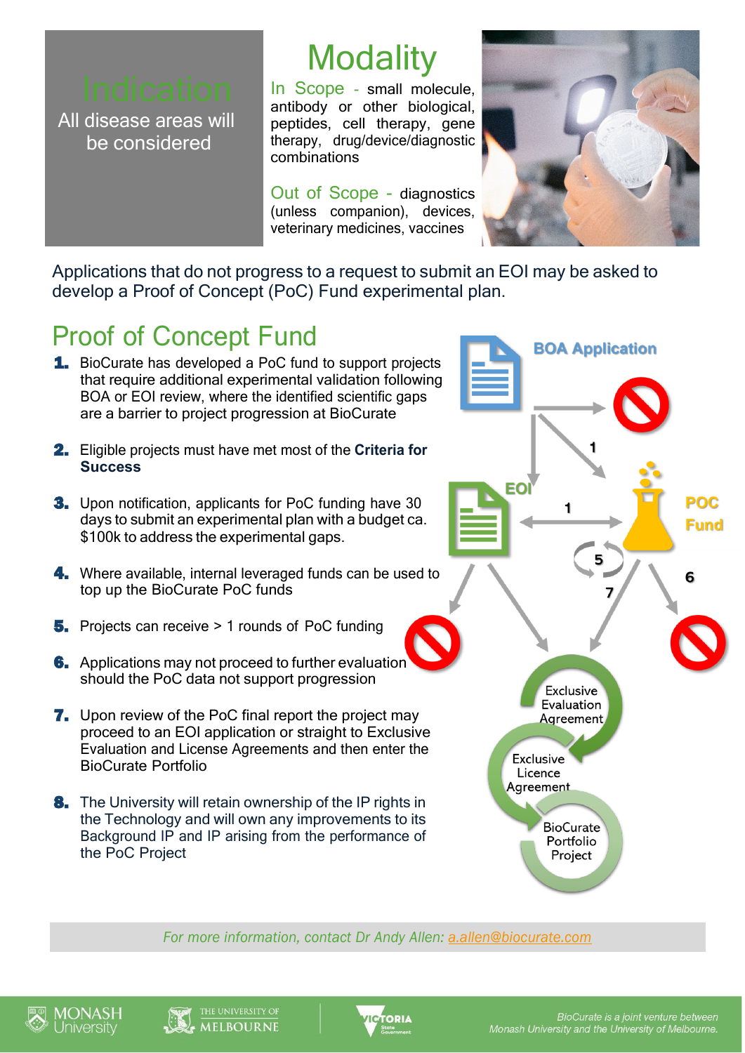## Indication

All disease areas will be considered

## Modality

**In Scope** - small molecule, antibody or other biological, peptides, cell therapy, gene therapy, drug/device/diagnostic combinations

**Out of Scope** - diagnostics (unless companion), devices, veterinary medicines, vaccines

Applications that do not progress to a request to submit an EOI may be asked to develop a Proof of Concept (PoC) Fund experimental plan.

## Proof of Concept Fund

1. BioCurate has developed a PoC fund to support projects that require additional experimental validation following BOA or EOI review, where the identified scientific gaps are a barrier to project progression at BioCurate
2. Eligible projects must have met most of the **Criteria for Success**
3. Upon notification, applicants for PoC funding have 30 days to submit an experimental plan with a budget ca. $100k to address the experimental gaps.
4. Where available, internal leveraged funds can be used to top up the BioCurate PoC funds
5. Projects can receive > 1 rounds of PoC funding
6. Applications may not proceed to further evaluation should the PoC data not support progression
7. Upon review of the PoC final report the project may proceed to an EOI application or straight to Exclusive Evaluation and License Agreements and then enter the BioCurate Portfolio
8. The University will retain ownership of the IP rights in the Technology and will own any improvements to its Background IP and IP arising from the performance of the PoC Project

BOA Application

EOI

POC Fund

1

1

5

6

7

Exclusive Evaluation Agreement

Exclusive Licence Agreement

BioCurate Portfolio Project

*For more information, contact Dr Andy Allen: a.allen@biocurate.com*

*BioCurate is a joint venture between Monash University and the University of Melbourne.*